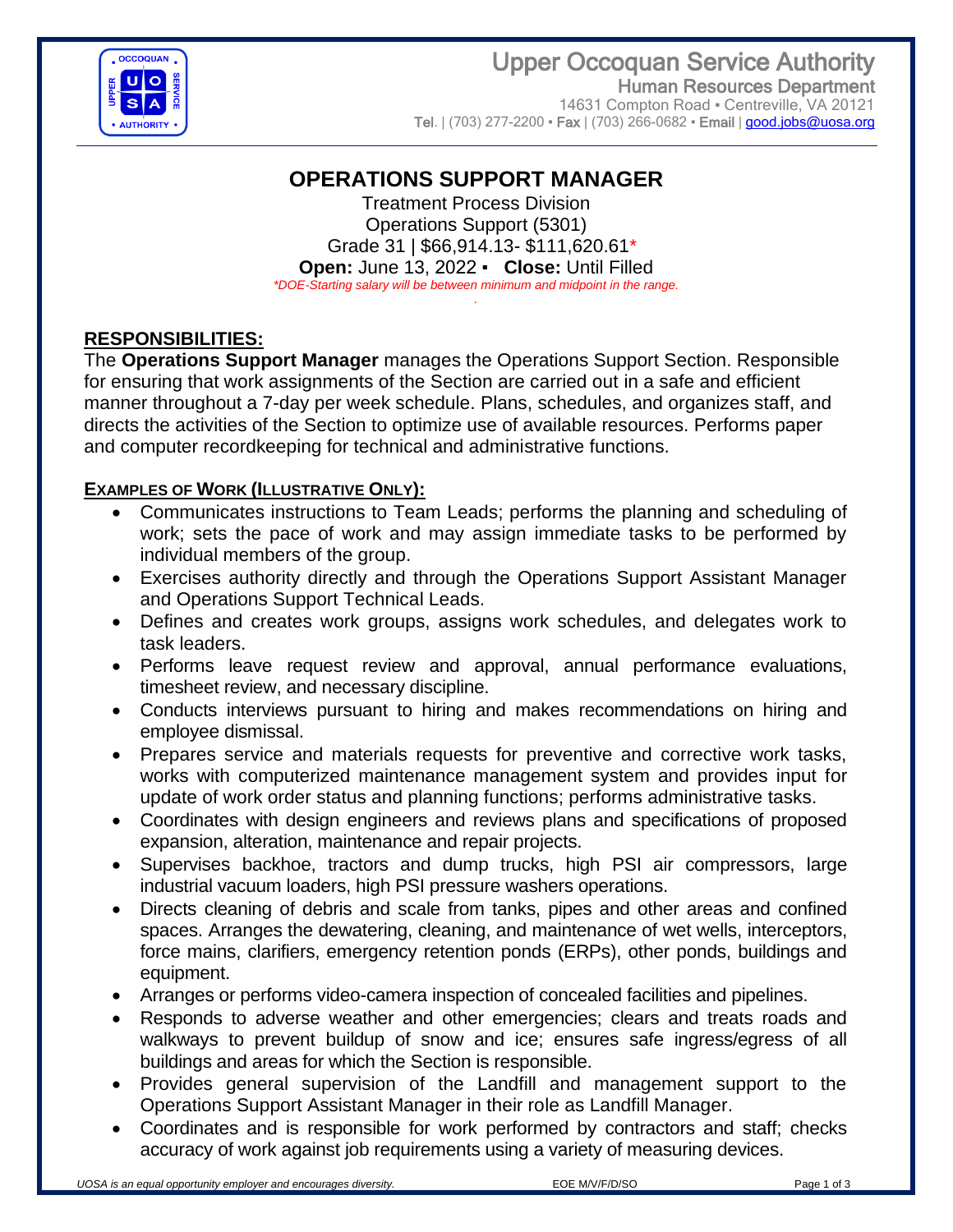Upper Occoquan Service Authority
Human Resources Department
14631 Compton Road ▪ Centreville, VA 20121
Tel. | (703) 277-2200 ▪ Fax | (703) 266-0682 ▪ Email | good.jobs@uosa.org

# OPERATIONS SUPPORT MANAGER

Treatment Process Division
Operations Support (5301)
Grade 31 | $66,914.13- $111,620.61*
**Open:** June 13, 2022 ▪ **Close:** Until Filled
*\*DOE-Starting salary will be between minimum and midpoint in the range.*

## RESPONSIBILITIES:

The **Operations Support Manager** manages the Operations Support Section. Responsible for ensuring that work assignments of the Section are carried out in a safe and efficient manner throughout a 7-day per week schedule. Plans, schedules, and organizes staff, and directs the activities of the Section to optimize use of available resources. Performs paper and computer recordkeeping for technical and administrative functions.

### EXAMPLES OF WORK (ILLUSTRATIVE ONLY):

- Communicates instructions to Team Leads; performs the planning and scheduling of work; sets the pace of work and may assign immediate tasks to be performed by individual members of the group.
- Exercises authority directly and through the Operations Support Assistant Manager and Operations Support Technical Leads.
- Defines and creates work groups, assigns work schedules, and delegates work to task leaders.
- Performs leave request review and approval, annual performance evaluations, timesheet review, and necessary discipline.
- Conducts interviews pursuant to hiring and makes recommendations on hiring and employee dismissal.
- Prepares service and materials requests for preventive and corrective work tasks, works with computerized maintenance management system and provides input for update of work order status and planning functions; performs administrative tasks.
- Coordinates with design engineers and reviews plans and specifications of proposed expansion, alteration, maintenance and repair projects.
- Supervises backhoe, tractors and dump trucks, high PSI air compressors, large industrial vacuum loaders, high PSI pressure washers operations.
- Directs cleaning of debris and scale from tanks, pipes and other areas and confined spaces. Arranges the dewatering, cleaning, and maintenance of wet wells, interceptors, force mains, clarifiers, emergency retention ponds (ERPs), other ponds, buildings and equipment.
- Arranges or performs video-camera inspection of concealed facilities and pipelines.
- Responds to adverse weather and other emergencies; clears and treats roads and walkways to prevent buildup of snow and ice; ensures safe ingress/egress of all buildings and areas for which the Section is responsible.
- Provides general supervision of the Landfill and management support to the Operations Support Assistant Manager in their role as Landfill Manager.
- Coordinates and is responsible for work performed by contractors and staff; checks accuracy of work against job requirements using a variety of measuring devices.

*UOSA is an equal opportunity employer and encourages diversity.* EOE M/V/F/D/SO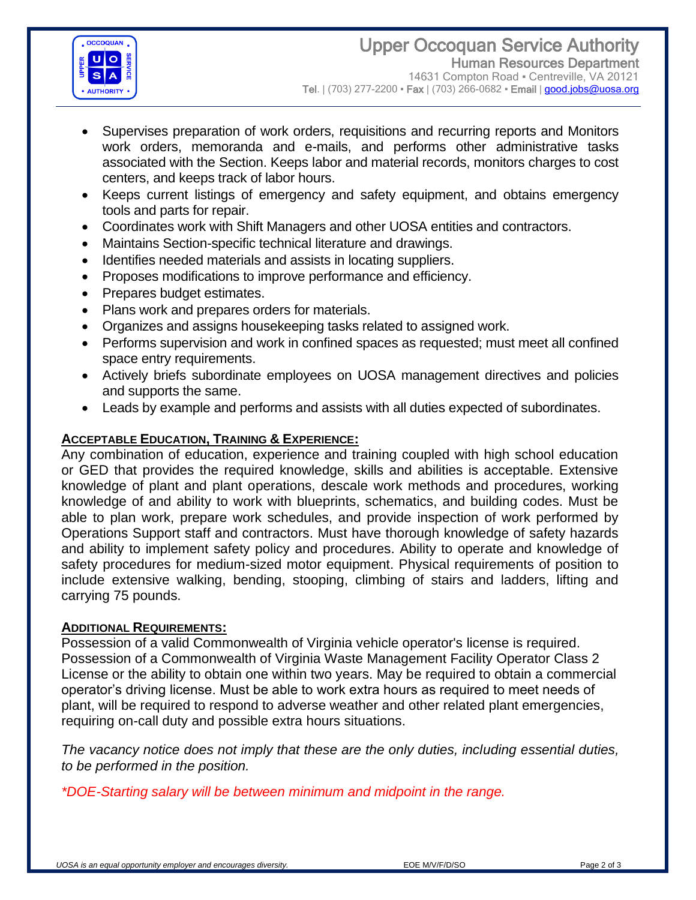- Supervises preparation of work orders, requisitions and recurring reports and Monitors work orders, memoranda and e-mails, and performs other administrative tasks associated with the Section. Keeps labor and material records, monitors charges to cost centers, and keeps track of labor hours.
- Keeps current listings of emergency and safety equipment, and obtains emergency tools and parts for repair.
- Coordinates work with Shift Managers and other UOSA entities and contractors.
- Maintains Section-specific technical literature and drawings.
- Identifies needed materials and assists in locating suppliers.
- Proposes modifications to improve performance and efficiency.
- Prepares budget estimates.
- Plans work and prepares orders for materials.
- Organizes and assigns housekeeping tasks related to assigned work.
- Performs supervision and work in confined spaces as requested; must meet all confined space entry requirements.
- Actively briefs subordinate employees on UOSA management directives and policies and supports the same.
- Leads by example and performs and assists with all duties expected of subordinates.

## ACCEPTABLE EDUCATION, TRAINING & EXPERIENCE:

Any combination of education, experience and training coupled with high school education or GED that provides the required knowledge, skills and abilities is acceptable. Extensive knowledge of plant and plant operations, descale work methods and procedures, working knowledge of and ability to work with blueprints, schematics, and building codes. Must be able to plan work, prepare work schedules, and provide inspection of work performed by Operations Support staff and contractors. Must have thorough knowledge of safety hazards and ability to implement safety policy and procedures. Ability to operate and knowledge of safety procedures for medium-sized motor equipment. Physical requirements of position to include extensive walking, bending, stooping, climbing of stairs and ladders, lifting and carrying 75 pounds.

## ADDITIONAL REQUIREMENTS:

Possession of a valid Commonwealth of Virginia vehicle operator's license is required. Possession of a Commonwealth of Virginia Waste Management Facility Operator Class 2 License or the ability to obtain one within two years. May be required to obtain a commercial operator's driving license. Must be able to work extra hours as required to meet needs of plant, will be required to respond to adverse weather and other related plant emergencies, requiring on-call duty and possible extra hours situations.

*The vacancy notice does not imply that these are the only duties, including essential duties, to be performed in the position.*

*\*DOE-Starting salary will be between minimum and midpoint in the range.*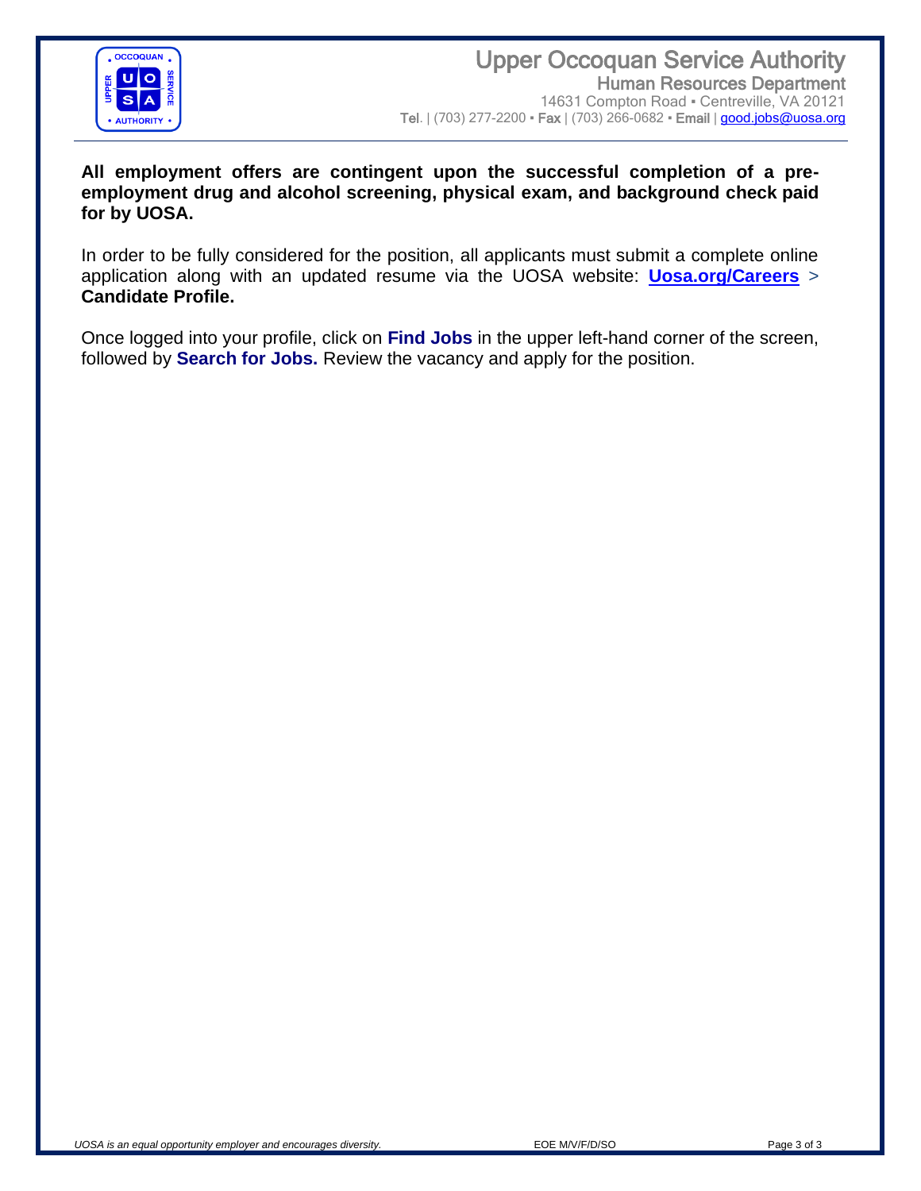**All employment offers are contingent upon the successful completion of a pre-employment drug and alcohol screening, physical exam, and background check paid for by UOSA.**

In order to be fully considered for the position, all applicants must submit a complete online application along with an updated resume via the UOSA website: **Uosa.org/Careers** > **Candidate Profile.**

Once logged into your profile, click on **Find Jobs** in the upper left-hand corner of the screen, followed by **Search for Jobs.** Review the vacancy and apply for the position.